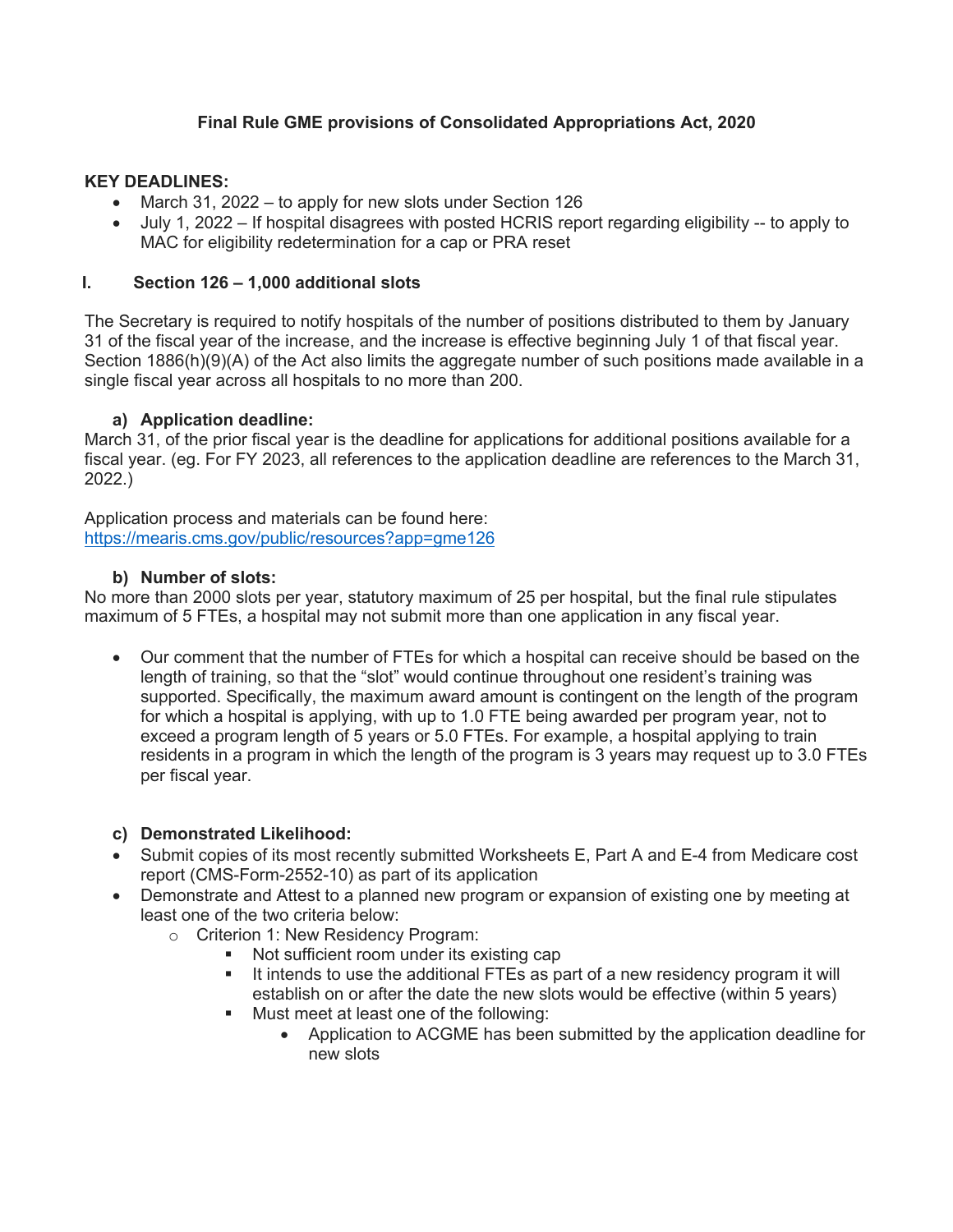# Final Rule GME provisions of Consolidated Appropriations Act, 2020

**KEY DEADLINES:**

- March 31, 2022 – to apply for new slots under Section 126
- July 1, 2022 – If hospital disagrees with posted HCRIS report regarding eligibility -- to apply to MAC for eligibility redetermination for a cap or PRA reset

## I. Section 126 – 1,000 additional slots

The Secretary is required to notify hospitals of the number of positions distributed to them by January 31 of the fiscal year of the increase, and the increase is effective beginning July 1 of that fiscal year. Section 1886(h)(9)(A) of the Act also limits the aggregate number of such positions made available in a single fiscal year across all hospitals to no more than 200.

### a) Application deadline:

March 31, of the prior fiscal year is the deadline for applications for additional positions available for a fiscal year. (eg. For FY 2023, all references to the application deadline are references to the March 31, 2022.)

Application process and materials can be found here: [https://mearis.cms.gov/public/resources?app=gme126](https://mearis.cms.gov/public/resources?app=gme126)

### b) Number of slots:

No more than 2000 slots per year, statutory maximum of 25 per hospital, but the final rule stipulates maximum of 5 FTEs, a hospital may not submit more than one application in any fiscal year.

- Our comment that the number of FTEs for which a hospital can receive should be based on the length of training, so that the "slot" would continue throughout one resident's training was supported. Specifically, the maximum award amount is contingent on the length of the program for which a hospital is applying, with up to 1.0 FTE being awarded per program year, not to exceed a program length of 5 years or 5.0 FTEs. For example, a hospital applying to train residents in a program in which the length of the program is 3 years may request up to 3.0 FTEs per fiscal year.

### c) Demonstrated Likelihood:

- Submit copies of its most recently submitted Worksheets E, Part A and E-4 from Medicare cost report (CMS-Form-2552-10) as part of its application
- Demonstrate and Attest to a planned new program or expansion of existing one by meeting at least one of the two criteria below:
  - Criterion 1: New Residency Program:
    - Not sufficient room under its existing cap
    - It intends to use the additional FTEs as part of a new residency program it will establish on or after the date the new slots would be effective (within 5 years)
    - Must meet at least one of the following:
      - Application to ACGME has been submitted by the application deadline for new slots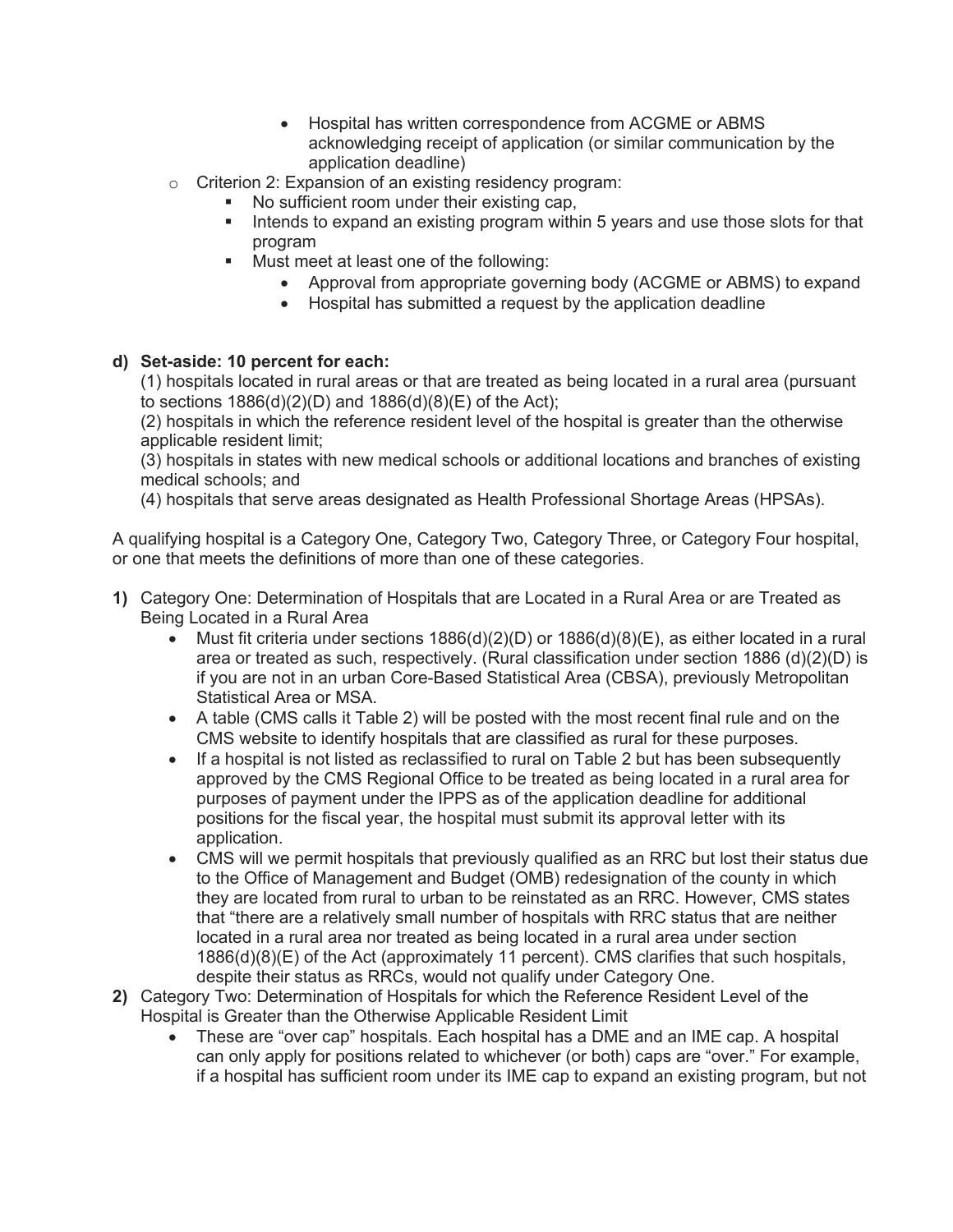- Hospital has written correspondence from ACGME or ABMS acknowledging receipt of application (or similar communication by the application deadline)
- Criterion 2: Expansion of an existing residency program:
    - No sufficient room under their existing cap,
    - Intends to expand an existing program within 5 years and use those slots for that program
    - Must meet at least one of the following:
        - Approval from appropriate governing body (ACGME or ABMS) to expand
        - Hospital has submitted a request by the application deadline

**d) Set-aside: 10 percent for each:**

(1) hospitals located in rural areas or that are treated as being located in a rural area (pursuant to sections 1886(d)(2)(D) and 1886(d)(8)(E) of the Act);
(2) hospitals in which the reference resident level of the hospital is greater than the otherwise applicable resident limit;
(3) hospitals in states with new medical schools or additional locations and branches of existing medical schools; and
(4) hospitals that serve areas designated as Health Professional Shortage Areas (HPSAs).

A qualifying hospital is a Category One, Category Two, Category Three, or Category Four hospital, or one that meets the definitions of more than one of these categories.

**1)** Category One: Determination of Hospitals that are Located in a Rural Area or are Treated as Being Located in a Rural Area

- Must fit criteria under sections 1886(d)(2)(D) or 1886(d)(8)(E), as either located in a rural area or treated as such, respectively. (Rural classification under section 1886 (d)(2)(D) is if you are not in an urban Core-Based Statistical Area (CBSA), previously Metropolitan Statistical Area or MSA.
- A table (CMS calls it Table 2) will be posted with the most recent final rule and on the CMS website to identify hospitals that are classified as rural for these purposes.
- If a hospital is not listed as reclassified to rural on Table 2 but has been subsequently approved by the CMS Regional Office to be treated as being located in a rural area for purposes of payment under the IPPS as of the application deadline for additional positions for the fiscal year, the hospital must submit its approval letter with its application.
- CMS will we permit hospitals that previously qualified as an RRC but lost their status due to the Office of Management and Budget (OMB) redesignation of the county in which they are located from rural to urban to be reinstated as an RRC. However, CMS states that "there are a relatively small number of hospitals with RRC status that are neither located in a rural area nor treated as being located in a rural area under section 1886(d)(8)(E) of the Act (approximately 11 percent). CMS clarifies that such hospitals, despite their status as RRCs, would not qualify under Category One.

**2)** Category Two: Determination of Hospitals for which the Reference Resident Level of the Hospital is Greater than the Otherwise Applicable Resident Limit

- These are "over cap" hospitals. Each hospital has a DME and an IME cap. A hospital can only apply for positions related to whichever (or both) caps are "over." For example, if a hospital has sufficient room under its IME cap to expand an existing program, but not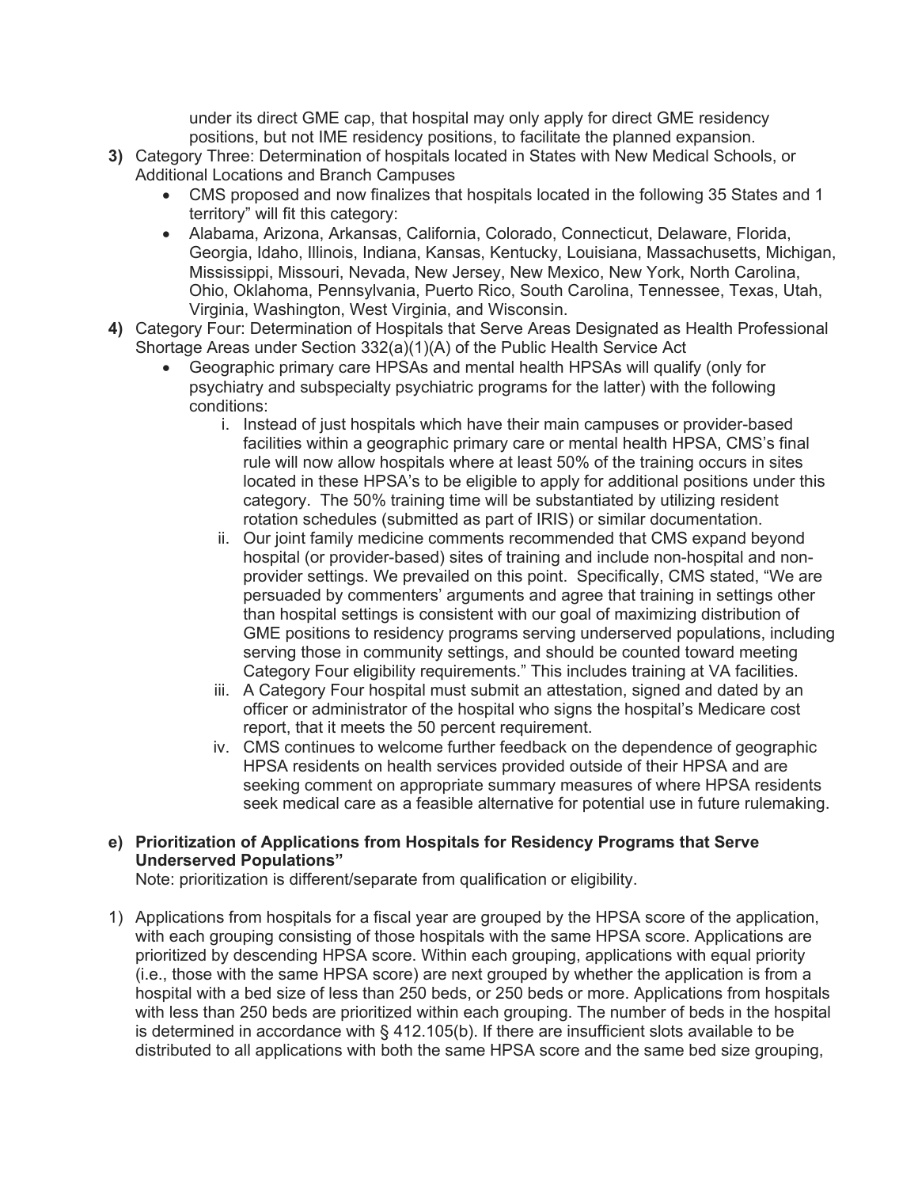under its direct GME cap, that hospital may only apply for direct GME residency positions, but not IME residency positions, to facilitate the planned expansion.

**3)** Category Three: Determination of hospitals located in States with New Medical Schools, or Additional Locations and Branch Campuses

- CMS proposed and now finalizes that hospitals located in the following 35 States and 1 territory" will fit this category:
- Alabama, Arizona, Arkansas, California, Colorado, Connecticut, Delaware, Florida, Georgia, Idaho, Illinois, Indiana, Kansas, Kentucky, Louisiana, Massachusetts, Michigan, Mississippi, Missouri, Nevada, New Jersey, New Mexico, New York, North Carolina, Ohio, Oklahoma, Pennsylvania, Puerto Rico, South Carolina, Tennessee, Texas, Utah, Virginia, Washington, West Virginia, and Wisconsin.

**4)** Category Four: Determination of Hospitals that Serve Areas Designated as Health Professional Shortage Areas under Section 332(a)(1)(A) of the Public Health Service Act

- Geographic primary care HPSAs and mental health HPSAs will qualify (only for psychiatry and subspecialty psychiatric programs for the latter) with the following conditions:
    i. Instead of just hospitals which have their main campuses or provider-based facilities within a geographic primary care or mental health HPSA, CMS's final rule will now allow hospitals where at least 50% of the training occurs in sites located in these HPSA's to be eligible to apply for additional positions under this category. The 50% training time will be substantiated by utilizing resident rotation schedules (submitted as part of IRIS) or similar documentation.
    ii. Our joint family medicine comments recommended that CMS expand beyond hospital (or provider-based) sites of training and include non-hospital and non-provider settings. We prevailed on this point. Specifically, CMS stated, "We are persuaded by commenters' arguments and agree that training in settings other than hospital settings is consistent with our goal of maximizing distribution of GME positions to residency programs serving underserved populations, including serving those in community settings, and should be counted toward meeting Category Four eligibility requirements." This includes training at VA facilities.
    iii. A Category Four hospital must submit an attestation, signed and dated by an officer or administrator of the hospital who signs the hospital's Medicare cost report, that it meets the 50 percent requirement.
    iv. CMS continues to welcome further feedback on the dependence of geographic HPSA residents on health services provided outside of their HPSA and are seeking comment on appropriate summary measures of where HPSA residents seek medical care as a feasible alternative for potential use in future rulemaking.

**e) Prioritization of Applications from Hospitals for Residency Programs that Serve Underserved Populations"**

Note: prioritization is different/separate from qualification or eligibility.

1) Applications from hospitals for a fiscal year are grouped by the HPSA score of the application, with each grouping consisting of those hospitals with the same HPSA score. Applications are prioritized by descending HPSA score. Within each grouping, applications with equal priority (i.e., those with the same HPSA score) are next grouped by whether the application is from a hospital with a bed size of less than 250 beds, or 250 beds or more. Applications from hospitals with less than 250 beds are prioritized within each grouping. The number of beds in the hospital is determined in accordance with § 412.105(b). If there are insufficient slots available to be distributed to all applications with both the same HPSA score and the same bed size grouping,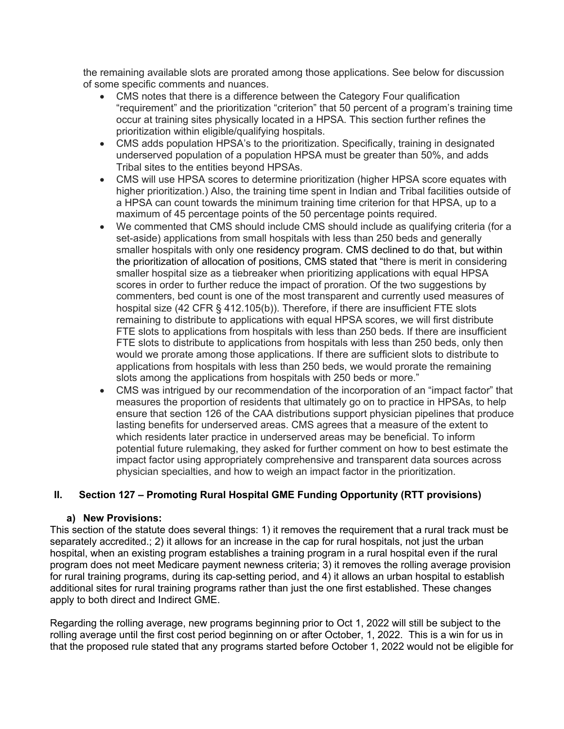the remaining available slots are prorated among those applications. See below for discussion of some specific comments and nuances.

- CMS notes that there is a difference between the Category Four qualification "requirement" and the prioritization "criterion" that 50 percent of a program's training time occur at training sites physically located in a HPSA. This section further refines the prioritization within eligible/qualifying hospitals.
- CMS adds population HPSA's to the prioritization. Specifically, training in designated underserved population of a population HPSA must be greater than 50%, and adds Tribal sites to the entities beyond HPSAs.
- CMS will use HPSA scores to determine prioritization (higher HPSA score equates with higher prioritization.) Also, the training time spent in Indian and Tribal facilities outside of a HPSA can count towards the minimum training time criterion for that HPSA, up to a maximum of 45 percentage points of the 50 percentage points required.
- We commented that CMS should include CMS should include as qualifying criteria (for a set-aside) applications from small hospitals with less than 250 beds and generally smaller hospitals with only one residency program. CMS declined to do that, but within the prioritization of allocation of positions, CMS stated that "there is merit in considering smaller hospital size as a tiebreaker when prioritizing applications with equal HPSA scores in order to further reduce the impact of proration. Of the two suggestions by commenters, bed count is one of the most transparent and currently used measures of hospital size (42 CFR § 412.105(b)). Therefore, if there are insufficient FTE slots remaining to distribute to applications with equal HPSA scores, we will first distribute FTE slots to applications from hospitals with less than 250 beds. If there are insufficient FTE slots to distribute to applications from hospitals with less than 250 beds, only then would we prorate among those applications. If there are sufficient slots to distribute to applications from hospitals with less than 250 beds, we would prorate the remaining slots among the applications from hospitals with 250 beds or more."
- CMS was intrigued by our recommendation of the incorporation of an "impact factor" that measures the proportion of residents that ultimately go on to practice in HPSAs, to help ensure that section 126 of the CAA distributions support physician pipelines that produce lasting benefits for underserved areas. CMS agrees that a measure of the extent to which residents later practice in underserved areas may be beneficial. To inform potential future rulemaking, they asked for further comment on how to best estimate the impact factor using appropriately comprehensive and transparent data sources across physician specialties, and how to weigh an impact factor in the prioritization.

## II. Section 127 – Promoting Rural Hospital GME Funding Opportunity (RTT provisions)

### a) New Provisions:

This section of the statute does several things: 1) it removes the requirement that a rural track must be separately accredited.; 2) it allows for an increase in the cap for rural hospitals, not just the urban hospital, when an existing program establishes a training program in a rural hospital even if the rural program does not meet Medicare payment newness criteria; 3) it removes the rolling average provision for rural training programs, during its cap-setting period, and 4) it allows an urban hospital to establish additional sites for rural training programs rather than just the one first established. These changes apply to both direct and Indirect GME.

Regarding the rolling average, new programs beginning prior to Oct 1, 2022 will still be subject to the rolling average until the first cost period beginning on or after October, 1, 2022. This is a win for us in that the proposed rule stated that any programs started before October 1, 2022 would not be eligible for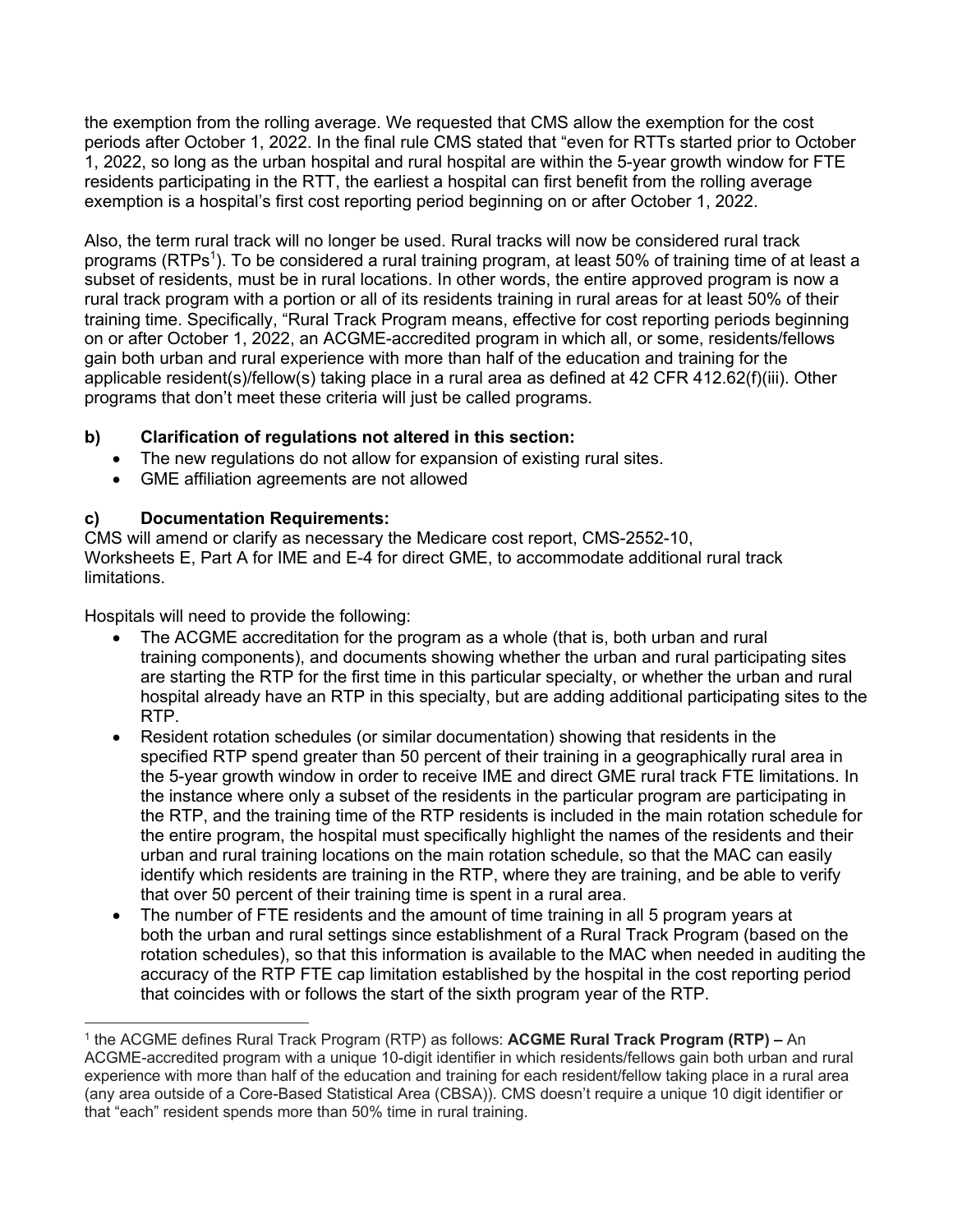the exemption from the rolling average. We requested that CMS allow the exemption for the cost periods after October 1, 2022. In the final rule CMS stated that "even for RTTs started prior to October 1, 2022, so long as the urban hospital and rural hospital are within the 5-year growth window for FTE residents participating in the RTT, the earliest a hospital can first benefit from the rolling average exemption is a hospital's first cost reporting period beginning on or after October 1, 2022.

Also, the term rural track will no longer be used. Rural tracks will now be considered rural track programs (RTPs[1]). To be considered a rural training program, at least 50% of training time of at least a subset of residents, must be in rural locations. In other words, the entire approved program is now a rural track program with a portion or all of its residents training in rural areas for at least 50% of their training time. Specifically, "Rural Track Program means, effective for cost reporting periods beginning on or after October 1, 2022, an ACGME-accredited program in which all, or some, residents/fellows gain both urban and rural experience with more than half of the education and training for the applicable resident(s)/fellow(s) taking place in a rural area as defined at 42 CFR 412.62(f)(iii). Other programs that don't meet these criteria will just be called programs.

**b) Clarification of regulations not altered in this section:**

- The new regulations do not allow for expansion of existing rural sites.
- GME affiliation agreements are not allowed

**c) Documentation Requirements:**

CMS will amend or clarify as necessary the Medicare cost report, CMS-2552-10, Worksheets E, Part A for IME and E-4 for direct GME, to accommodate additional rural track limitations.

Hospitals will need to provide the following:

- The ACGME accreditation for the program as a whole (that is, both urban and rural training components), and documents showing whether the urban and rural participating sites are starting the RTP for the first time in this particular specialty, or whether the urban and rural hospital already have an RTP in this specialty, but are adding additional participating sites to the RTP.
- Resident rotation schedules (or similar documentation) showing that residents in the specified RTP spend greater than 50 percent of their training in a geographically rural area in the 5-year growth window in order to receive IME and direct GME rural track FTE limitations. In the instance where only a subset of the residents in the particular program are participating in the RTP, and the training time of the RTP residents is included in the main rotation schedule for the entire program, the hospital must specifically highlight the names of the residents and their urban and rural training locations on the main rotation schedule, so that the MAC can easily identify which residents are training in the RTP, where they are training, and be able to verify that over 50 percent of their training time is spent in a rural area.
- The number of FTE residents and the amount of time training in all 5 program years at both the urban and rural settings since establishment of a Rural Track Program (based on the rotation schedules), so that this information is available to the MAC when needed in auditing the accuracy of the RTP FTE cap limitation established by the hospital in the cost reporting period that coincides with or follows the start of the sixth program year of the RTP.

[1] the ACGME defines Rural Track Program (RTP) as follows: **ACGME Rural Track Program (RTP) –** An ACGME-accredited program with a unique 10-digit identifier in which residents/fellows gain both urban and rural experience with more than half of the education and training for each resident/fellow taking place in a rural area (any area outside of a Core-Based Statistical Area (CBSA)). CMS doesn't require a unique 10 digit identifier or that "each" resident spends more than 50% time in rural training.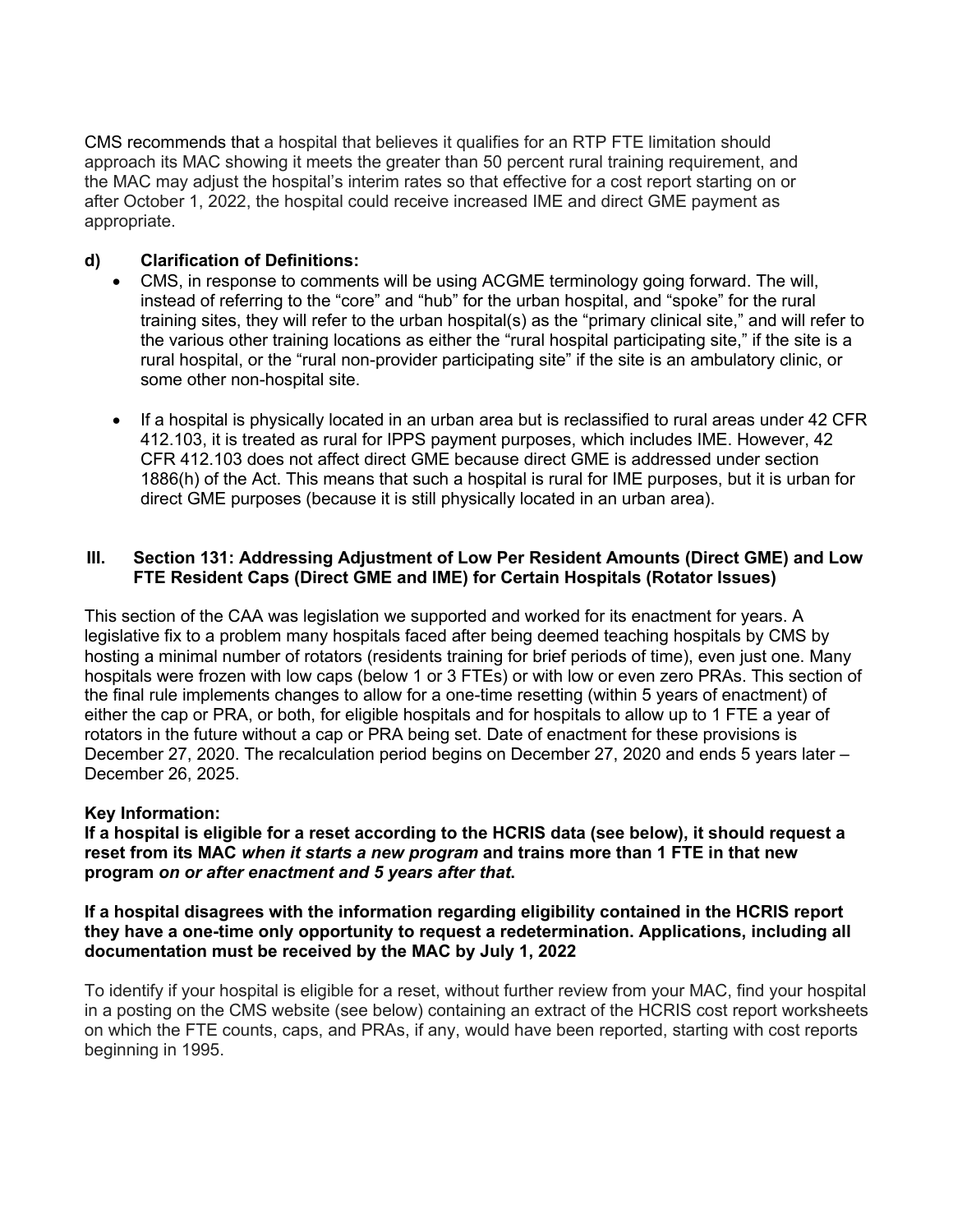CMS recommends that a hospital that believes it qualifies for an RTP FTE limitation should approach its MAC showing it meets the greater than 50 percent rural training requirement, and the MAC may adjust the hospital's interim rates so that effective for a cost report starting on or after October 1, 2022, the hospital could receive increased IME and direct GME payment as appropriate.

**d) Clarification of Definitions:**

- CMS, in response to comments will be using ACGME terminology going forward. The will, instead of referring to the "core" and "hub" for the urban hospital, and "spoke" for the rural training sites, they will refer to the urban hospital(s) as the "primary clinical site," and will refer to the various other training locations as either the "rural hospital participating site," if the site is a rural hospital, or the "rural non-provider participating site" if the site is an ambulatory clinic, or some other non-hospital site.
- If a hospital is physically located in an urban area but is reclassified to rural areas under 42 CFR 412.103, it is treated as rural for IPPS payment purposes, which includes IME. However, 42 CFR 412.103 does not affect direct GME because direct GME is addressed under section 1886(h) of the Act. This means that such a hospital is rural for IME purposes, but it is urban for direct GME purposes (because it is still physically located in an urban area).

## III. Section 131: Addressing Adjustment of Low Per Resident Amounts (Direct GME) and Low FTE Resident Caps (Direct GME and IME) for Certain Hospitals (Rotator Issues)

This section of the CAA was legislation we supported and worked for its enactment for years. A legislative fix to a problem many hospitals faced after being deemed teaching hospitals by CMS by hosting a minimal number of rotators (residents training for brief periods of time), even just one. Many hospitals were frozen with low caps (below 1 or 3 FTEs) or with low or even zero PRAs. This section of the final rule implements changes to allow for a one-time resetting (within 5 years of enactment) of either the cap or PRA, or both, for eligible hospitals and for hospitals to allow up to 1 FTE a year of rotators in the future without a cap or PRA being set. Date of enactment for these provisions is December 27, 2020. The recalculation period begins on December 27, 2020 and ends 5 years later – December 26, 2025.

**Key Information:**

**If a hospital is eligible for a reset according to the HCRIS data (see below), it should request a reset from its MAC *when it starts a new program* and trains more than 1 FTE in that new program *on or after enactment and 5 years after that*.**

**If a hospital disagrees with the information regarding eligibility contained in the HCRIS report they have a one-time only opportunity to request a redetermination. Applications, including all documentation must be received by the MAC by July 1, 2022**

To identify if your hospital is eligible for a reset, without further review from your MAC, find your hospital in a posting on the CMS website (see below) containing an extract of the HCRIS cost report worksheets on which the FTE counts, caps, and PRAs, if any, would have been reported, starting with cost reports beginning in 1995.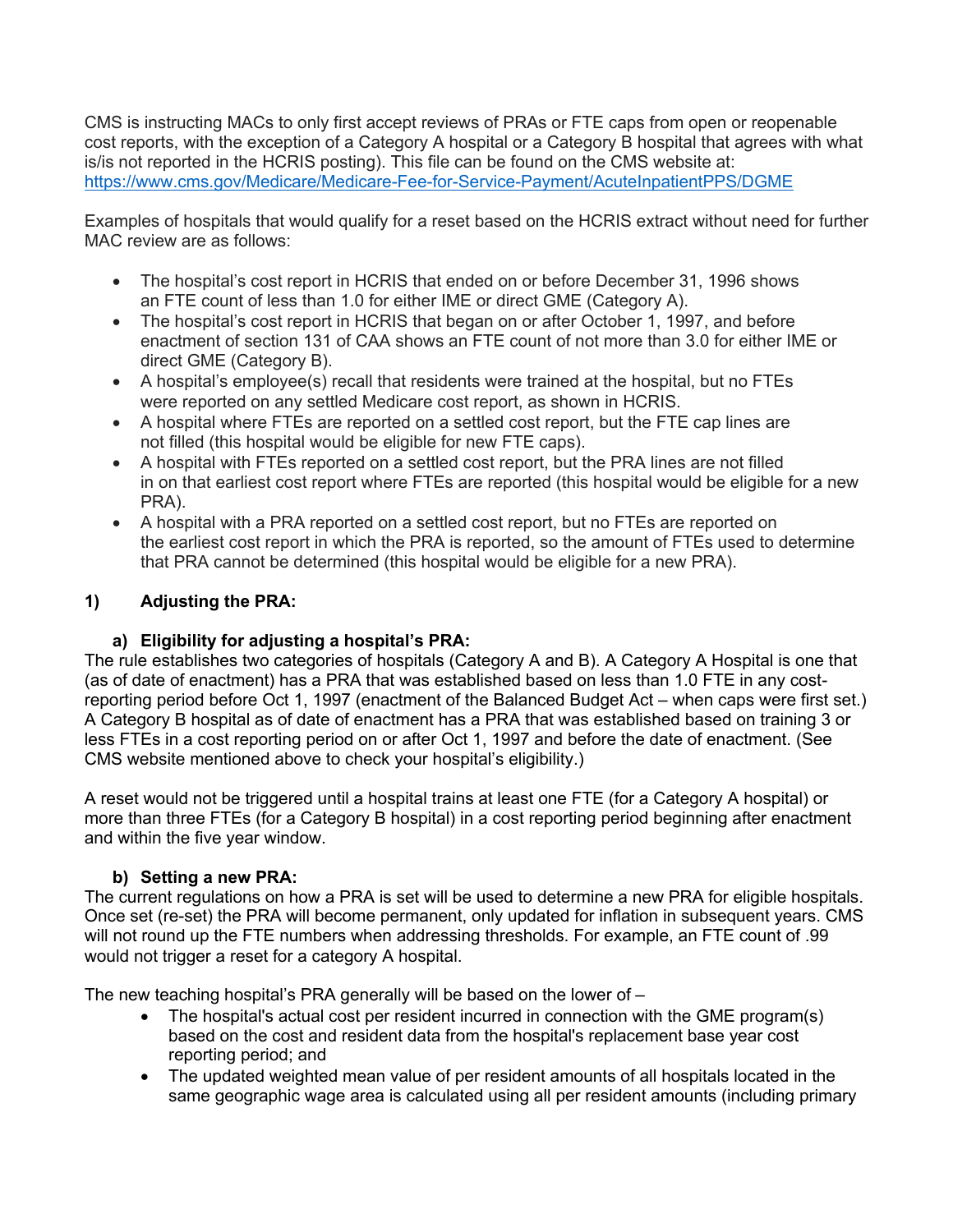CMS is instructing MACs to only first accept reviews of PRAs or FTE caps from open or reopenable cost reports, with the exception of a Category A hospital or a Category B hospital that agrees with what is/is not reported in the HCRIS posting). This file can be found on the CMS website at: https://www.cms.gov/Medicare/Medicare-Fee-for-Service-Payment/AcuteInpatientPPS/DGME

Examples of hospitals that would qualify for a reset based on the HCRIS extract without need for further MAC review are as follows:

- The hospital's cost report in HCRIS that ended on or before December 31, 1996 shows an FTE count of less than 1.0 for either IME or direct GME (Category A).
- The hospital's cost report in HCRIS that began on or after October 1, 1997, and before enactment of section 131 of CAA shows an FTE count of not more than 3.0 for either IME or direct GME (Category B).
- A hospital's employee(s) recall that residents were trained at the hospital, but no FTEs were reported on any settled Medicare cost report, as shown in HCRIS.
- A hospital where FTEs are reported on a settled cost report, but the FTE cap lines are not filled (this hospital would be eligible for new FTE caps).
- A hospital with FTEs reported on a settled cost report, but the PRA lines are not filled in on that earliest cost report where FTEs are reported (this hospital would be eligible for a new PRA).
- A hospital with a PRA reported on a settled cost report, but no FTEs are reported on the earliest cost report in which the PRA is reported, so the amount of FTEs used to determine that PRA cannot be determined (this hospital would be eligible for a new PRA).

### 1) Adjusting the PRA:

#### a) Eligibility for adjusting a hospital's PRA:

The rule establishes two categories of hospitals (Category A and B). A Category A Hospital is one that (as of date of enactment) has a PRA that was established based on less than 1.0 FTE in any cost-reporting period before Oct 1, 1997 (enactment of the Balanced Budget Act – when caps were first set.) A Category B hospital as of date of enactment has a PRA that was established based on training 3 or less FTEs in a cost reporting period on or after Oct 1, 1997 and before the date of enactment. (See CMS website mentioned above to check your hospital's eligibility.)

A reset would not be triggered until a hospital trains at least one FTE (for a Category A hospital) or more than three FTEs (for a Category B hospital) in a cost reporting period beginning after enactment and within the five year window.

#### b) Setting a new PRA:

The current regulations on how a PRA is set will be used to determine a new PRA for eligible hospitals. Once set (re-set) the PRA will become permanent, only updated for inflation in subsequent years. CMS will not round up the FTE numbers when addressing thresholds. For example, an FTE count of .99 would not trigger a reset for a category A hospital.

The new teaching hospital's PRA generally will be based on the lower of –

- The hospital's actual cost per resident incurred in connection with the GME program(s) based on the cost and resident data from the hospital's replacement base year cost reporting period; and
- The updated weighted mean value of per resident amounts of all hospitals located in the same geographic wage area is calculated using all per resident amounts (including primary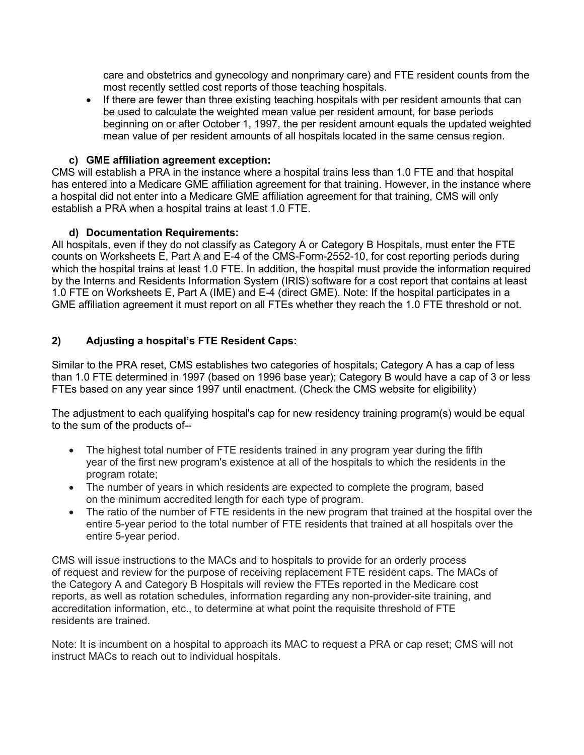care and obstetrics and gynecology and nonprimary care) and FTE resident counts from the most recently settled cost reports of those teaching hospitals.
- If there are fewer than three existing teaching hospitals with per resident amounts that can be used to calculate the weighted mean value per resident amount, for base periods beginning on or after October 1, 1997, the per resident amount equals the updated weighted mean value of per resident amounts of all hospitals located in the same census region.

#### c) GME affiliation agreement exception:

CMS will establish a PRA in the instance where a hospital trains less than 1.0 FTE and that hospital has entered into a Medicare GME affiliation agreement for that training. However, in the instance where a hospital did not enter into a Medicare GME affiliation agreement for that training, CMS will only establish a PRA when a hospital trains at least 1.0 FTE.

#### d) Documentation Requirements:

All hospitals, even if they do not classify as Category A or Category B Hospitals, must enter the FTE counts on Worksheets E, Part A and E-4 of the CMS-Form-2552-10, for cost reporting periods during which the hospital trains at least 1.0 FTE. In addition, the hospital must provide the information required by the Interns and Residents Information System (IRIS) software for a cost report that contains at least 1.0 FTE on Worksheets E, Part A (IME) and E-4 (direct GME). Note: If the hospital participates in a GME affiliation agreement it must report on all FTEs whether they reach the 1.0 FTE threshold or not.

### 2) Adjusting a hospital's FTE Resident Caps:

Similar to the PRA reset, CMS establishes two categories of hospitals; Category A has a cap of less than 1.0 FTE determined in 1997 (based on 1996 base year); Category B would have a cap of 3 or less FTEs based on any year since 1997 until enactment. (Check the CMS website for eligibility)

The adjustment to each qualifying hospital's cap for new residency training program(s) would be equal to the sum of the products of--

- The highest total number of FTE residents trained in any program year during the fifth year of the first new program's existence at all of the hospitals to which the residents in the program rotate;
- The number of years in which residents are expected to complete the program, based on the minimum accredited length for each type of program.
- The ratio of the number of FTE residents in the new program that trained at the hospital over the entire 5-year period to the total number of FTE residents that trained at all hospitals over the entire 5-year period.

CMS will issue instructions to the MACs and to hospitals to provide for an orderly process of request and review for the purpose of receiving replacement FTE resident caps. The MACs of the Category A and Category B Hospitals will review the FTEs reported in the Medicare cost reports, as well as rotation schedules, information regarding any non-provider-site training, and accreditation information, etc., to determine at what point the requisite threshold of FTE residents are trained.

Note: It is incumbent on a hospital to approach its MAC to request a PRA or cap reset; CMS will not instruct MACs to reach out to individual hospitals.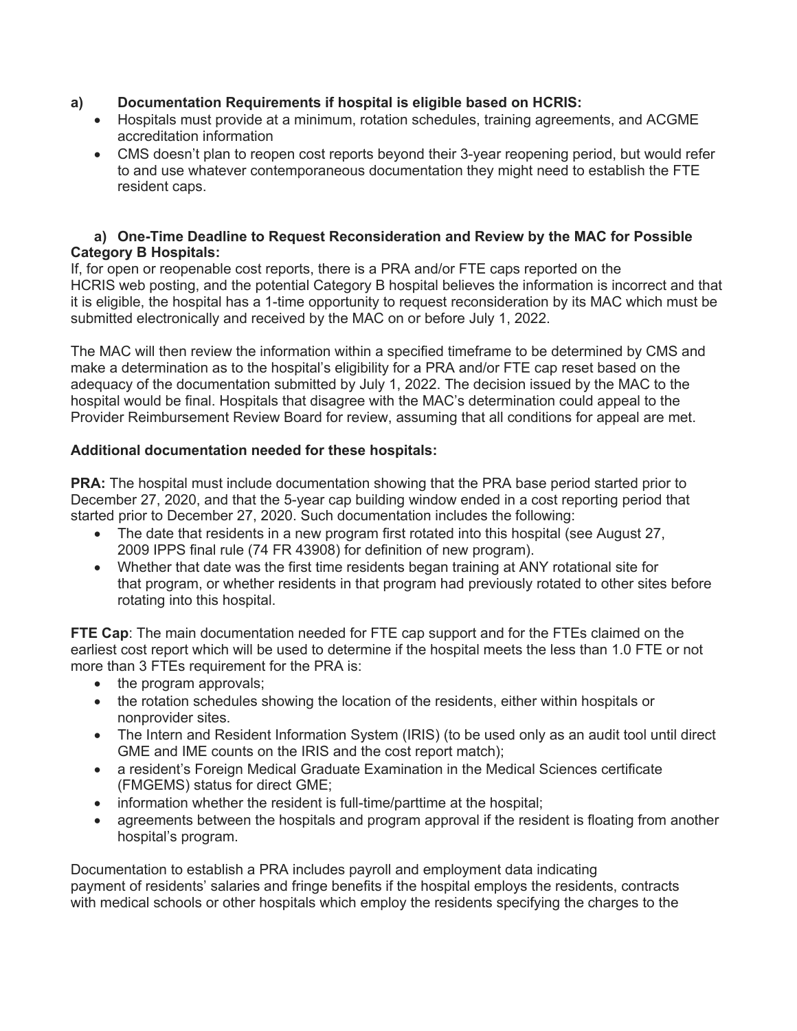**a) Documentation Requirements if hospital is eligible based on HCRIS:**

- Hospitals must provide at a minimum, rotation schedules, training agreements, and ACGME accreditation information
- CMS doesn't plan to reopen cost reports beyond their 3-year reopening period, but would refer to and use whatever contemporaneous documentation they might need to establish the FTE resident caps.

**a) One-Time Deadline to Request Reconsideration and Review by the MAC for Possible Category B Hospitals:**

If, for open or reopenable cost reports, there is a PRA and/or FTE caps reported on the HCRIS web posting, and the potential Category B hospital believes the information is incorrect and that it is eligible, the hospital has a 1-time opportunity to request reconsideration by its MAC which must be submitted electronically and received by the MAC on or before July 1, 2022.

The MAC will then review the information within a specified timeframe to be determined by CMS and make a determination as to the hospital's eligibility for a PRA and/or FTE cap reset based on the adequacy of the documentation submitted by July 1, 2022. The decision issued by the MAC to the hospital would be final. Hospitals that disagree with the MAC's determination could appeal to the Provider Reimbursement Review Board for review, assuming that all conditions for appeal are met.

**Additional documentation needed for these hospitals:**

**PRA:** The hospital must include documentation showing that the PRA base period started prior to December 27, 2020, and that the 5-year cap building window ended in a cost reporting period that started prior to December 27, 2020. Such documentation includes the following:

- The date that residents in a new program first rotated into this hospital (see August 27, 2009 IPPS final rule (74 FR 43908) for definition of new program).
- Whether that date was the first time residents began training at ANY rotational site for that program, or whether residents in that program had previously rotated to other sites before rotating into this hospital.

**FTE Cap**: The main documentation needed for FTE cap support and for the FTEs claimed on the earliest cost report which will be used to determine if the hospital meets the less than 1.0 FTE or not more than 3 FTEs requirement for the PRA is:

- the program approvals;
- the rotation schedules showing the location of the residents, either within hospitals or nonprovider sites.
- The Intern and Resident Information System (IRIS) (to be used only as an audit tool until direct GME and IME counts on the IRIS and the cost report match);
- a resident's Foreign Medical Graduate Examination in the Medical Sciences certificate (FMGEMS) status for direct GME;
- information whether the resident is full-time/parttime at the hospital;
- agreements between the hospitals and program approval if the resident is floating from another hospital's program.

Documentation to establish a PRA includes payroll and employment data indicating payment of residents' salaries and fringe benefits if the hospital employs the residents, contracts with medical schools or other hospitals which employ the residents specifying the charges to the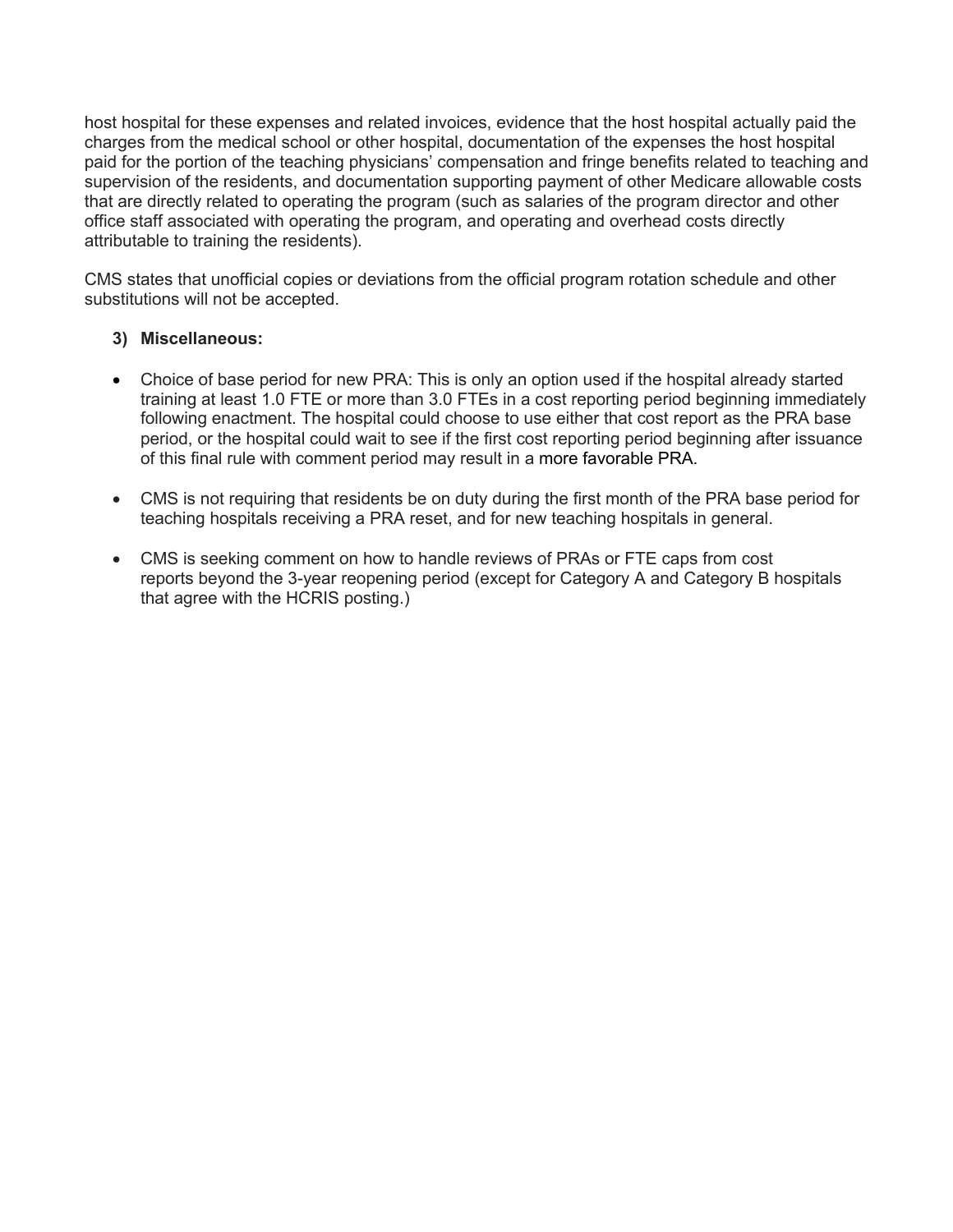host hospital for these expenses and related invoices, evidence that the host hospital actually paid the charges from the medical school or other hospital, documentation of the expenses the host hospital paid for the portion of the teaching physicians' compensation and fringe benefits related to teaching and supervision of the residents, and documentation supporting payment of other Medicare allowable costs that are directly related to operating the program (such as salaries of the program director and other office staff associated with operating the program, and operating and overhead costs directly attributable to training the residents).

CMS states that unofficial copies or deviations from the official program rotation schedule and other substitutions will not be accepted.

**3) Miscellaneous:**

- Choice of base period for new PRA: This is only an option used if the hospital already started training at least 1.0 FTE or more than 3.0 FTEs in a cost reporting period beginning immediately following enactment. The hospital could choose to use either that cost report as the PRA base period, or the hospital could wait to see if the first cost reporting period beginning after issuance of this final rule with comment period may result in a more favorable PRA.

- CMS is not requiring that residents be on duty during the first month of the PRA base period for teaching hospitals receiving a PRA reset, and for new teaching hospitals in general.

- CMS is seeking comment on how to handle reviews of PRAs or FTE caps from cost reports beyond the 3-year reopening period (except for Category A and Category B hospitals that agree with the HCRIS posting.)